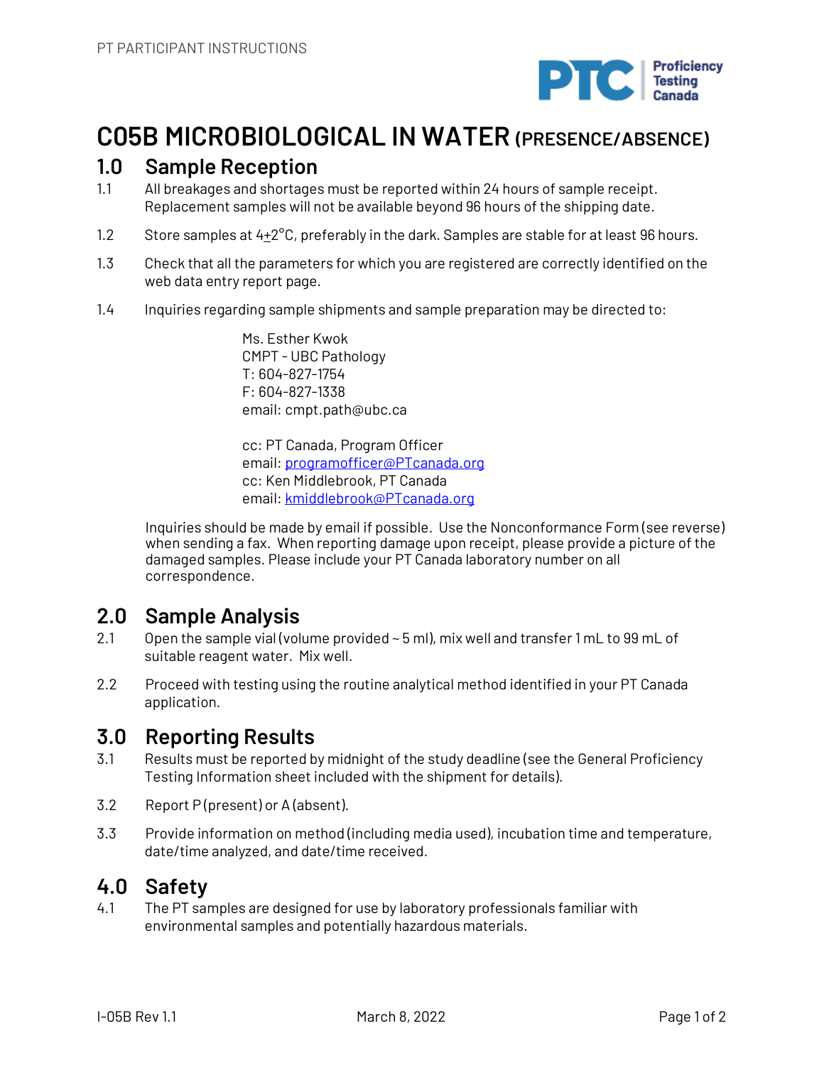PT PARTICIPANT INSTRUCTIONS

# C05B MICROBIOLOGICAL IN WATER (PRESENCE/ABSENCE)

## 1.0 Sample Reception

1.1 All breakages and shortages must be reported within 24 hours of sample receipt. Replacement samples will not be available beyond 96 hours of the shipping date.

1.2 Store samples at 4±2°C, preferably in the dark. Samples are stable for at least 96 hours.

1.3 Check that all the parameters for which you are registered are correctly identified on the web data entry report page.

1.4 Inquiries regarding sample shipments and sample preparation may be directed to:

Ms. Esther Kwok
CMPT - UBC Pathology
T: 604-827-1754
F: 604-827-1338
email: cmpt.path@ubc.ca

cc: PT Canada, Program Officer
email: programofficer@PTcanada.org
cc: Ken Middlebrook, PT Canada
email: kmiddlebrook@PTcanada.org

Inquiries should be made by email if possible. Use the Nonconformance Form (see reverse) when sending a fax. When reporting damage upon receipt, please provide a picture of the damaged samples. Please include your PT Canada laboratory number on all correspondence.

## 2.0 Sample Analysis

2.1 Open the sample vial (volume provided ~ 5 ml), mix well and transfer 1 mL to 99 mL of suitable reagent water. Mix well.

2.2 Proceed with testing using the routine analytical method identified in your PT Canada application.

## 3.0 Reporting Results

3.1 Results must be reported by midnight of the study deadline (see the General Proficiency Testing Information sheet included with the shipment for details).

3.2 Report P (present) or A (absent).

3.3 Provide information on method (including media used), incubation time and temperature, date/time analyzed, and date/time received.

## 4.0 Safety

4.1 The PT samples are designed for use by laboratory professionals familiar with environmental samples and potentially hazardous materials.

I-05B Rev 1.1 March 8, 2022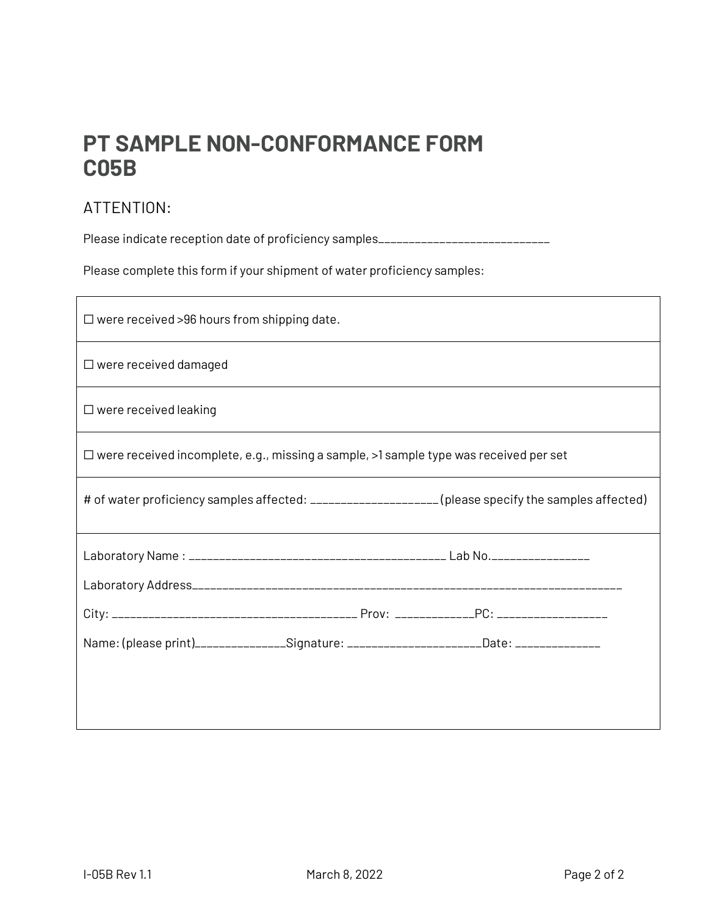# PT SAMPLE NON-CONFORMANCE FORM C05B

## ATTENTION:

Please indicate reception date of proficiency samples____________________________

Please complete this form if your shipment of water proficiency samples:

| |
|---|
| ☐ were received >96 hours from shipping date. |
| ☐ were received damaged |
| ☐ were received leaking |
| ☐ were received incomplete, e.g., missing a sample, >1 sample type was received per set |
| # of water proficiency samples affected: _____________________ (please specify the samples affected) |
| Laboratory Name : __________________________________________ Lab No.________________ <br> Laboratory Address_________________________________________________________________________ <br> City: ________________________________________ Prov: _____________PC: __________________ <br> Name: (please print)_______________Signature: ______________________Date: ______________ |

I-05B Rev 1.1 March 8, 2022